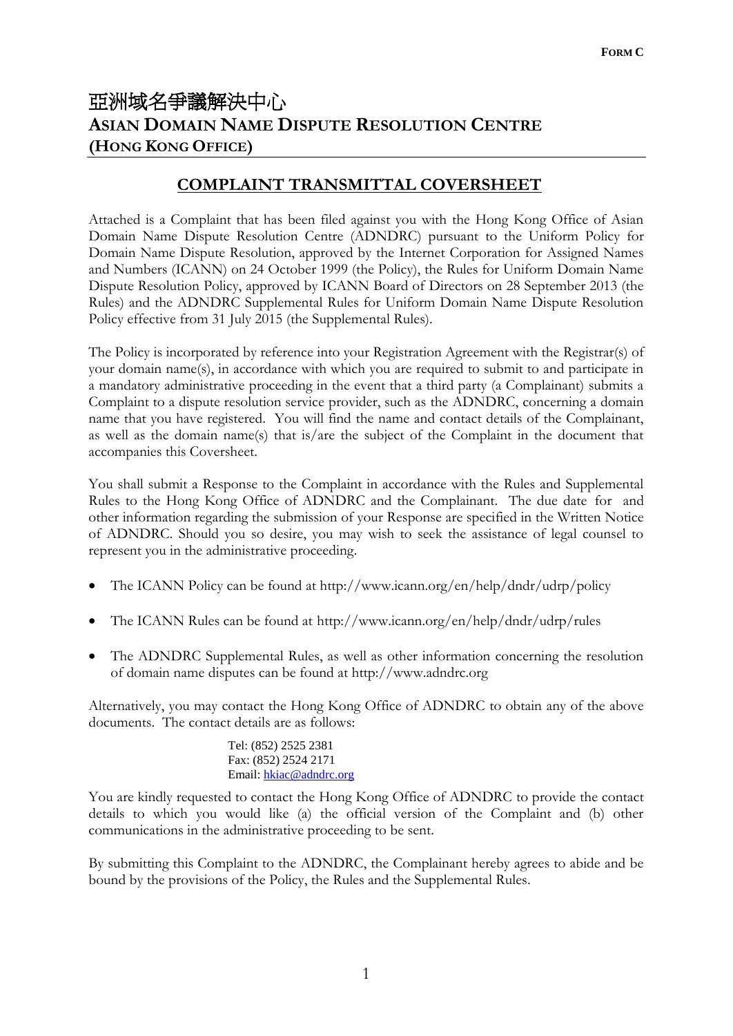**FORM C**

# 亞洲域名爭議解決中心
# ASIAN DOMAIN NAME DISPUTE RESOLUTION CENTRE
## (HONG KONG OFFICE)

## COMPLAINT TRANSMITTAL COVERSHEET

Attached is a Complaint that has been filed against you with the Hong Kong Office of Asian Domain Name Dispute Resolution Centre (ADNDRC) pursuant to the Uniform Policy for Domain Name Dispute Resolution, approved by the Internet Corporation for Assigned Names and Numbers (ICANN) on 24 October 1999 (the Policy), the Rules for Uniform Domain Name Dispute Resolution Policy, approved by ICANN Board of Directors on 28 September 2013 (the Rules) and the ADNDRC Supplemental Rules for Uniform Domain Name Dispute Resolution Policy effective from 31 July 2015 (the Supplemental Rules).

The Policy is incorporated by reference into your Registration Agreement with the Registrar(s) of your domain name(s), in accordance with which you are required to submit to and participate in a mandatory administrative proceeding in the event that a third party (a Complainant) submits a Complaint to a dispute resolution service provider, such as the ADNDRC, concerning a domain name that you have registered. You will find the name and contact details of the Complainant, as well as the domain name(s) that is/are the subject of the Complaint in the document that accompanies this Coversheet.

You shall submit a Response to the Complaint in accordance with the Rules and Supplemental Rules to the Hong Kong Office of ADNDRC and the Complainant. The due date for and other information regarding the submission of your Response are specified in the Written Notice of ADNDRC. Should you so desire, you may wish to seek the assistance of legal counsel to represent you in the administrative proceeding.

- The ICANN Policy can be found at http://www.icann.org/en/help/dndr/udrp/policy
- The ICANN Rules can be found at http://www.icann.org/en/help/dndr/udrp/rules
- The ADNDRC Supplemental Rules, as well as other information concerning the resolution of domain name disputes can be found at http://www.adndrc.org

Alternatively, you may contact the Hong Kong Office of ADNDRC to obtain any of the above documents. The contact details are as follows:

Tel: (852) 2525 2381
Fax: (852) 2524 2171
Email: hkiac@adndrc.org

You are kindly requested to contact the Hong Kong Office of ADNDRC to provide the contact details to which you would like (a) the official version of the Complaint and (b) other communications in the administrative proceeding to be sent.

By submitting this Complaint to the ADNDRC, the Complainant hereby agrees to abide and be bound by the provisions of the Policy, the Rules and the Supplemental Rules.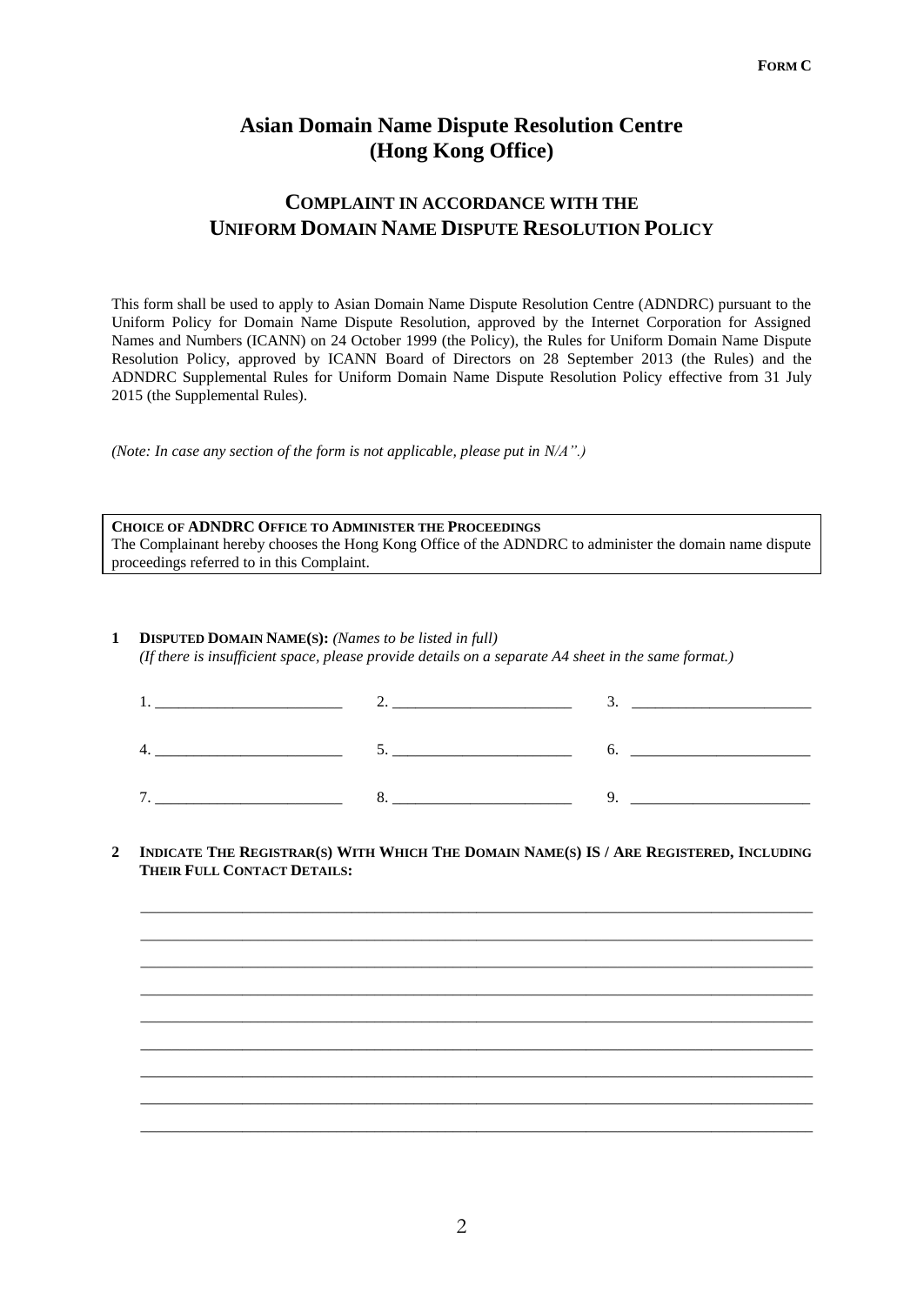**FORM C**

# Asian Domain Name Dispute Resolution Centre (Hong Kong Office)

## COMPLAINT IN ACCORDANCE WITH THE UNIFORM DOMAIN NAME DISPUTE RESOLUTION POLICY

This form shall be used to apply to Asian Domain Name Dispute Resolution Centre (ADNDRC) pursuant to the Uniform Policy for Domain Name Dispute Resolution, approved by the Internet Corporation for Assigned Names and Numbers (ICANN) on 24 October 1999 (the Policy), the Rules for Uniform Domain Name Dispute Resolution Policy, approved by ICANN Board of Directors on 28 September 2013 (the Rules) and the ADNDRC Supplemental Rules for Uniform Domain Name Dispute Resolution Policy effective from 31 July 2015 (the Supplemental Rules).

*(Note: In case any section of the form is not applicable, please put in N/A".)*

**CHOICE OF ADNDRC OFFICE TO ADMINISTER THE PROCEEDINGS**
The Complainant hereby chooses the Hong Kong Office of the ADNDRC to administer the domain name dispute proceedings referred to in this Complaint.

**1 DISPUTED DOMAIN NAME(S):** *(Names to be listed in full)*
*(If there is insufficient space, please provide details on a separate A4 sheet in the same format.)*

1. ________________________ 2. ________________________ 3. ________________________

4. ________________________ 5. ________________________ 6. ________________________

7. ________________________ 8. ________________________ 9. ________________________

**2 INDICATE THE REGISTRAR(S) WITH WHICH THE DOMAIN NAME(S) IS / ARE REGISTERED, INCLUDING THEIR FULL CONTACT DETAILS:**

_______________________________________________________________________________

_______________________________________________________________________________

_______________________________________________________________________________

_______________________________________________________________________________

_______________________________________________________________________________

_______________________________________________________________________________

_______________________________________________________________________________

_______________________________________________________________________________

_______________________________________________________________________________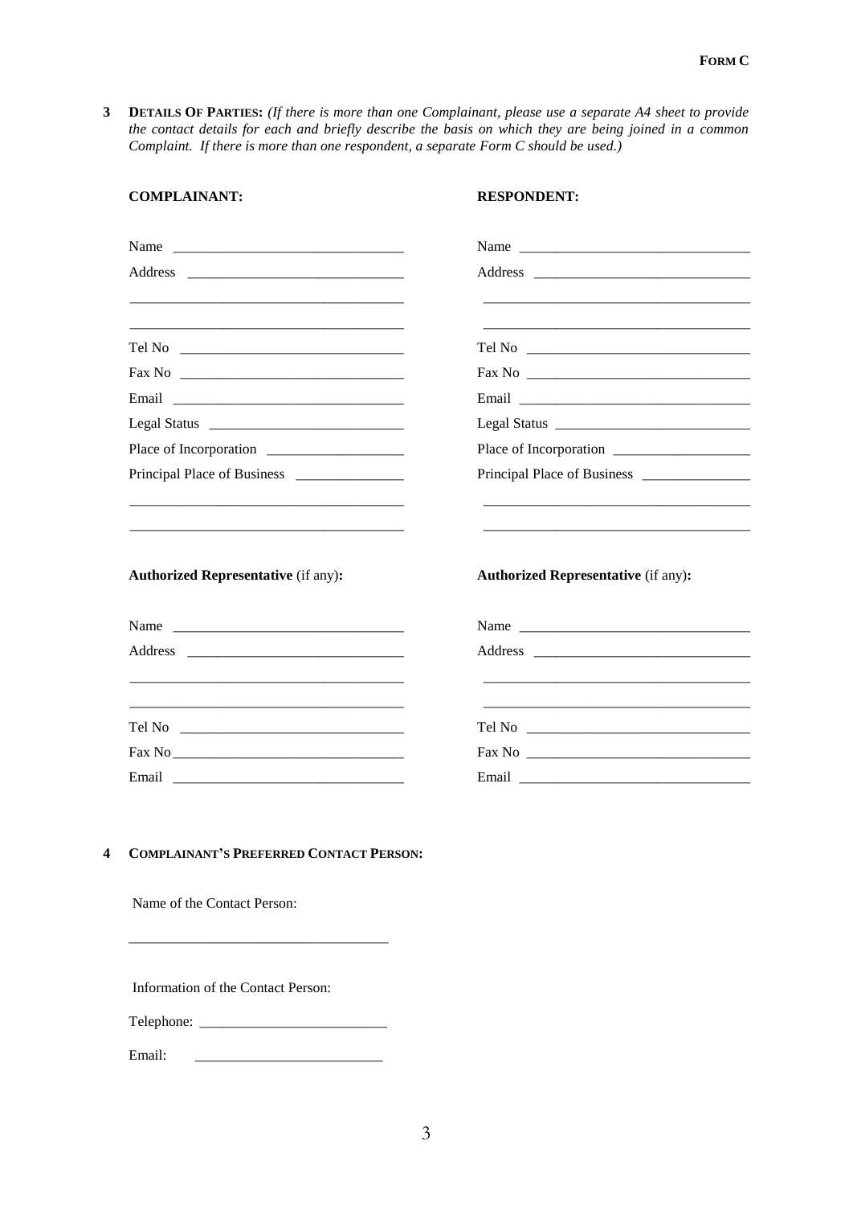**FORM C**

**3 DETAILS OF PARTIES:** *(If there is more than one Complainant, please use a separate A4 sheet to provide the contact details for each and briefly describe the basis on which they are being joined in a common Complaint. If there is more than one respondent, a separate Form C should be used.)*

| **COMPLAINANT:** | **RESPONDENT:** |
|---|---|
| Name ______________________________ | Name ______________________________ |
| Address ____________________________ | Address ____________________________ |
| ___________________________________ | ___________________________________ |
| ___________________________________ | ___________________________________ |
| Tel No _____________________________ | Tel No _____________________________ |
| Fax No _____________________________ | Fax No _____________________________ |
| Email ______________________________ | Email ______________________________ |
| Legal Status _________________________ | Legal Status _________________________ |
| Place of Incorporation ________________ | Place of Incorporation ________________ |
| Principal Place of Business ____________ | Principal Place of Business ____________ |
| ___________________________________ | ___________________________________ |
| ___________________________________ | ___________________________________ |
| **Authorized Representative** (if any)**:** | **Authorized Representative** (if any)**:** |
| Name ______________________________ | Name ______________________________ |
| Address ____________________________ | Address ____________________________ |
| ___________________________________ | ___________________________________ |
| ___________________________________ | ___________________________________ |
| Tel No _____________________________ | Tel No _____________________________ |
| Fax No _____________________________ | Fax No _____________________________ |
| Email ______________________________ | Email ______________________________ |

**4 COMPLAINANT'S PREFERRED CONTACT PERSON:**

Name of the Contact Person:

___________________________________

Information of the Contact Person:

Telephone: __________________________

Email: __________________________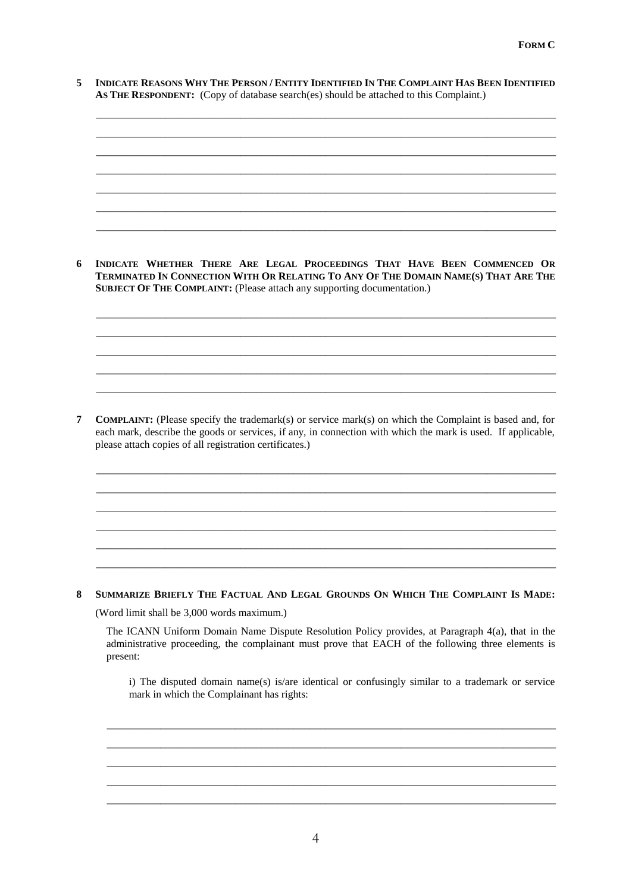**5 INDICATE REASONS WHY THE PERSON / ENTITY IDENTIFIED IN THE COMPLAINT HAS BEEN IDENTIFIED AS THE RESPONDENT:** (Copy of database search(es) should be attached to this Complaint.)

______________________________________________________________________________

______________________________________________________________________________

______________________________________________________________________________

______________________________________________________________________________

______________________________________________________________________________

______________________________________________________________________________

______________________________________________________________________________

**6 INDICATE WHETHER THERE ARE LEGAL PROCEEDINGS THAT HAVE BEEN COMMENCED OR TERMINATED IN CONNECTION WITH OR RELATING TO ANY OF THE DOMAIN NAME(S) THAT ARE THE SUBJECT OF THE COMPLAINT:** (Please attach any supporting documentation.)

______________________________________________________________________________

______________________________________________________________________________

______________________________________________________________________________

______________________________________________________________________________

______________________________________________________________________________

**7 COMPLAINT:** (Please specify the trademark(s) or service mark(s) on which the Complaint is based and, for each mark, describe the goods or services, if any, in connection with which the mark is used. If applicable, please attach copies of all registration certificates.)

______________________________________________________________________________

______________________________________________________________________________

______________________________________________________________________________

______________________________________________________________________________

______________________________________________________________________________

______________________________________________________________________________

**8 SUMMARIZE BRIEFLY THE FACTUAL AND LEGAL GROUNDS ON WHICH THE COMPLAINT IS MADE:**

(Word limit shall be 3,000 words maximum.)

The ICANN Uniform Domain Name Dispute Resolution Policy provides, at Paragraph 4(a), that in the administrative proceeding, the complainant must prove that EACH of the following three elements is present:

i) The disputed domain name(s) is/are identical or confusingly similar to a trademark or service mark in which the Complainant has rights:

______________________________________________________________________________

______________________________________________________________________________

______________________________________________________________________________

______________________________________________________________________________

______________________________________________________________________________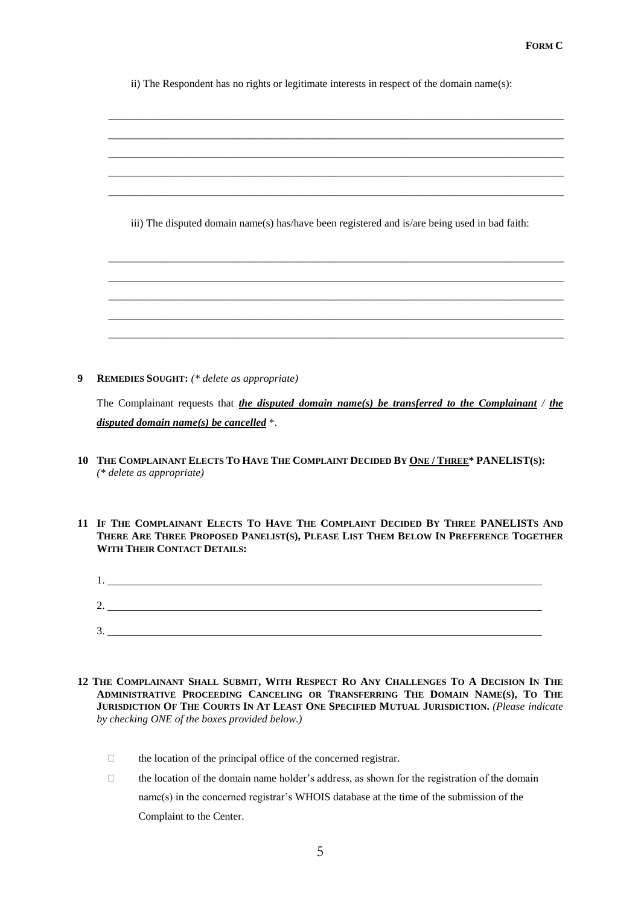ii) The Respondent has no rights or legitimate interests in respect of the domain name(s):

_______________________________________________________________________________

_______________________________________________________________________________

_______________________________________________________________________________

_______________________________________________________________________________

_______________________________________________________________________________

iii) The disputed domain name(s) has/have been registered and is/are being used in bad faith:

_______________________________________________________________________________

_______________________________________________________________________________

_______________________________________________________________________________

_______________________________________________________________________________

_______________________________________________________________________________

**9 REMEDIES SOUGHT:** *(\* delete as appropriate)*

The Complainant requests that ***the disputed domain name(s) be transferred to the Complainant*** / ***the disputed domain name(s) be cancelled*** \*.

**10 THE COMPLAINANT ELECTS TO HAVE THE COMPLAINT DECIDED BY ONE / THREE\* PANELIST(S):** *(\* delete as appropriate)*

**11 IF THE COMPLAINANT ELECTS TO HAVE THE COMPLAINT DECIDED BY THREE PANELISTS AND THERE ARE THREE PROPOSED PANELIST(S), PLEASE LIST THEM BELOW IN PREFERENCE TOGETHER WITH THEIR CONTACT DETAILS:**

1. _______________________________________________________________________________

2. _______________________________________________________________________________

3. _______________________________________________________________________________

**12 THE COMPLAINANT SHALL SUBMIT, WITH RESPECT RO ANY CHALLENGES TO A DECISION IN THE ADMINISTRATIVE PROCEEDING CANCELING OR TRANSFERRING THE DOMAIN NAME(S), TO THE JURISDICTION OF THE COURTS IN AT LEAST ONE SPECIFIED MUTUAL JURISDICTION.** *(Please indicate by checking ONE of the boxes provided below.)*

- ☐ the location of the principal office of the concerned registrar.
- ☐ the location of the domain name holder's address, as shown for the registration of the domain name(s) in the concerned registrar's WHOIS database at the time of the submission of the Complaint to the Center.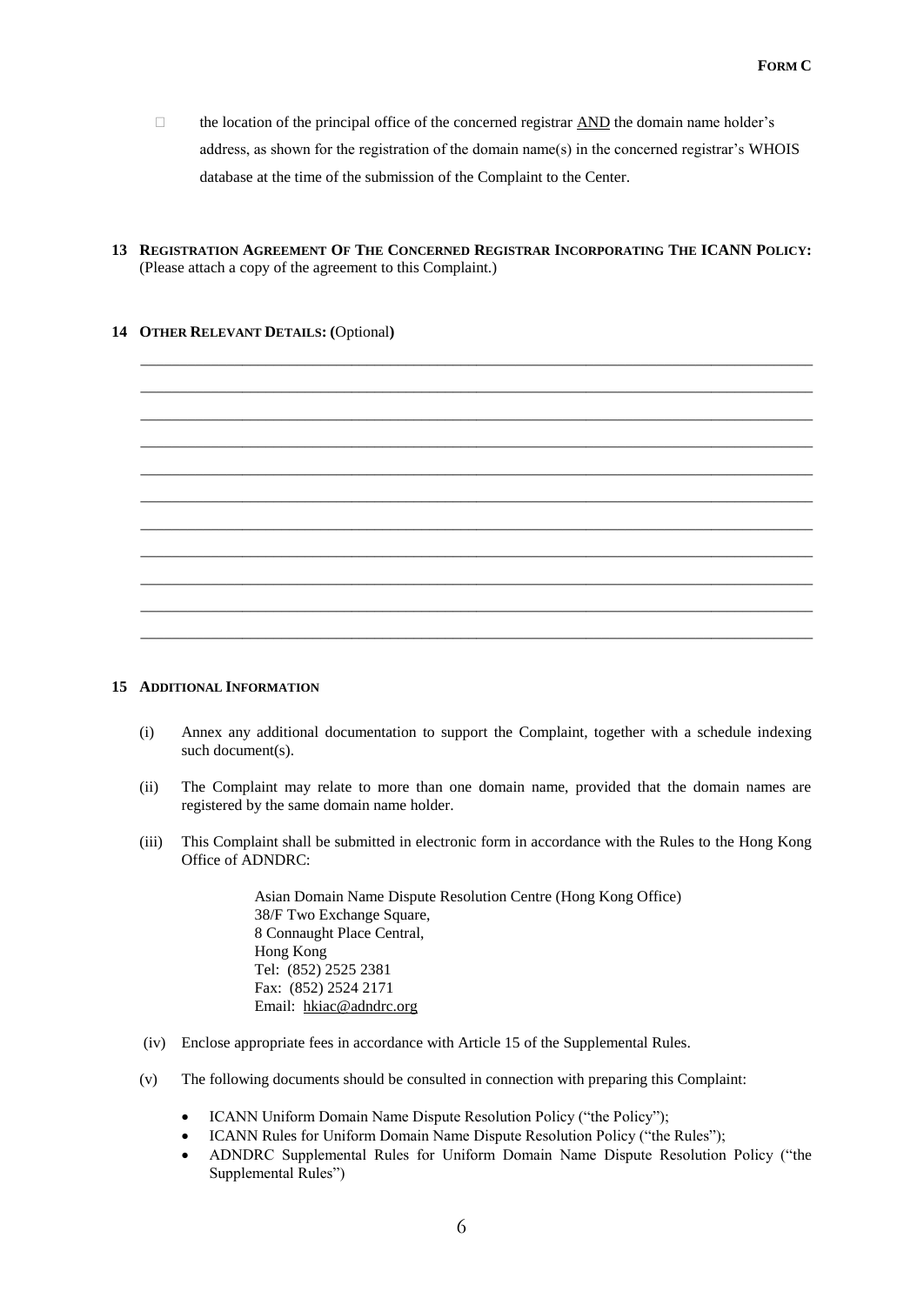- ☐ the location of the principal office of the concerned registrar AND the domain name holder's address, as shown for the registration of the domain name(s) in the concerned registrar's WHOIS database at the time of the submission of the Complaint to the Center.

**13 REGISTRATION AGREEMENT OF THE CONCERNED REGISTRAR INCORPORATING THE ICANN POLICY:** (Please attach a copy of the agreement to this Complaint.)

**14 OTHER RELEVANT DETAILS: (**Optional**)**

______________________________________________________________________________

______________________________________________________________________________

______________________________________________________________________________

______________________________________________________________________________

______________________________________________________________________________

______________________________________________________________________________

______________________________________________________________________________

______________________________________________________________________________

______________________________________________________________________________

______________________________________________________________________________

______________________________________________________________________________

**15 ADDITIONAL INFORMATION**

(i) Annex any additional documentation to support the Complaint, together with a schedule indexing such document(s).

(ii) The Complaint may relate to more than one domain name, provided that the domain names are registered by the same domain name holder.

(iii) This Complaint shall be submitted in electronic form in accordance with the Rules to the Hong Kong Office of ADNDRC:

> Asian Domain Name Dispute Resolution Centre (Hong Kong Office)
> 38/F Two Exchange Square,
> 8 Connaught Place Central,
> Hong Kong
> Tel: (852) 2525 2381
> Fax: (852) 2524 2171
> Email: hkiac@adndrc.org

(iv) Enclose appropriate fees in accordance with Article 15 of the Supplemental Rules.

(v) The following documents should be consulted in connection with preparing this Complaint:

- ICANN Uniform Domain Name Dispute Resolution Policy ("the Policy");
- ICANN Rules for Uniform Domain Name Dispute Resolution Policy ("the Rules");
- ADNDRC Supplemental Rules for Uniform Domain Name Dispute Resolution Policy ("the Supplemental Rules")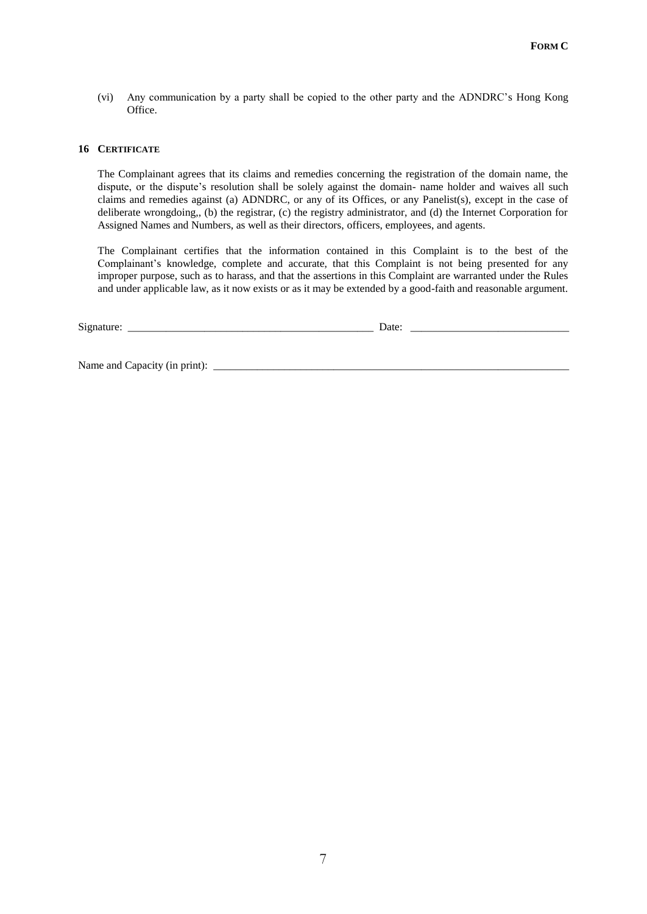(vi) Any communication by a party shall be copied to the other party and the ADNDRC's Hong Kong Office.

## 16 CERTIFICATE

The Complainant agrees that its claims and remedies concerning the registration of the domain name, the dispute, or the dispute's resolution shall be solely against the domain- name holder and waives all such claims and remedies against (a) ADNDRC, or any of its Offices, or any Panelist(s), except in the case of deliberate wrongdoing,, (b) the registrar, (c) the registry administrator, and (d) the Internet Corporation for Assigned Names and Numbers, as well as their directors, officers, employees, and agents.

The Complainant certifies that the information contained in this Complaint is to the best of the Complainant's knowledge, complete and accurate, that this Complaint is not being presented for any improper purpose, such as to harass, and that the assertions in this Complaint are warranted under the Rules and under applicable law, as it now exists or as it may be extended by a good-faith and reasonable argument.

Signature: _______________________________________________ Date: _____________________________

Name and Capacity (in print): ____________________________________________________________________